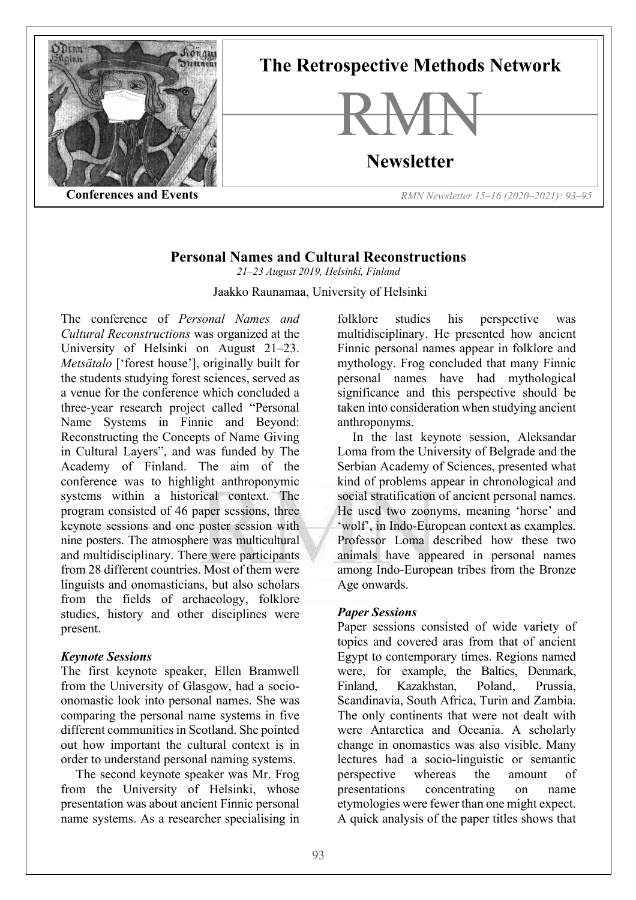# Personal Names and Cultural Reconstructions

*21–23 August 2019, Helsinki, Finland*

Jaakko Raunamaa, University of Helsinki

The conference of *Personal Names and Cultural Reconstructions* was organized at the University of Helsinki on August 21–23. *Metsätalo* ['forest house'], originally built for the students studying forest sciences, served as a venue for the conference which concluded a three-year research project called "Personal Name Systems in Finnic and Beyond: Reconstructing the Concepts of Name Giving in Cultural Layers", and was funded by The Academy of Finland. The aim of the conference was to highlight anthroponymic systems within a historical context. The program consisted of 46 paper sessions, three keynote sessions and one poster session with nine posters. The atmosphere was multicultural and multidisciplinary. There were participants from 28 different countries. Most of them were linguists and onomasticians, but also scholars from the fields of archaeology, folklore studies, history and other disciplines were present.

### *Keynote Sessions*

The first keynote speaker, Ellen Bramwell from the University of Glasgow, had a socio-onomastic look into personal names. She was comparing the personal name systems in five different communities in Scotland. She pointed out how important the cultural context is in order to understand personal naming systems.

The second keynote speaker was Mr. Frog from the University of Helsinki, whose presentation was about ancient Finnic personal name systems. As a researcher specialising in folklore studies his perspective was multidisciplinary. He presented how ancient Finnic personal names appear in folklore and mythology. Frog concluded that many Finnic personal names have had mythological significance and this perspective should be taken into consideration when studying ancient anthroponyms.

In the last keynote session, Aleksandar Loma from the University of Belgrade and the Serbian Academy of Sciences, presented what kind of problems appear in chronological and social stratification of ancient personal names. He used two zoonyms, meaning 'horse' and 'wolf', in Indo-European context as examples. Professor Loma described how these two animals have appeared in personal names among Indo-European tribes from the Bronze Age onwards.

### *Paper Sessions*

Paper sessions consisted of wide variety of topics and covered aras from that of ancient Egypt to contemporary times. Regions named were, for example, the Baltics, Denmark, Finland, Kazakhstan, Poland, Prussia, Scandinavia, South Africa, Turin and Zambia. The only continents that were not dealt with were Antarctica and Oceania. A scholarly change in onomastics was also visible. Many lectures had a socio-linguistic or semantic perspective whereas the amount of presentations concentrating on name etymologies were fewer than one might expect. A quick analysis of the paper titles shows that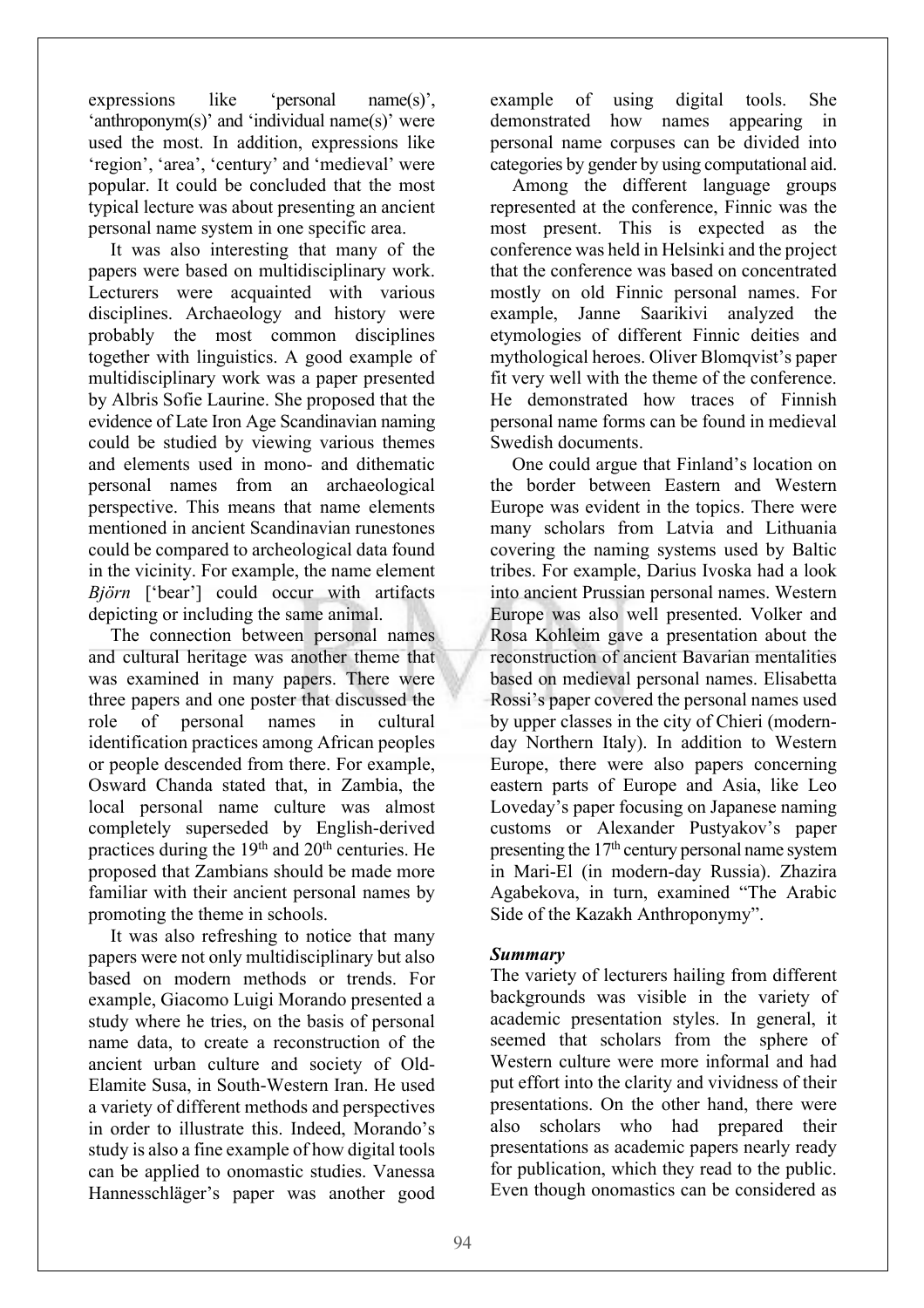expressions like 'personal name(s)', 'anthroponym(s)' and 'individual name(s)' were used the most. In addition, expressions like 'region', 'area', 'century' and 'medieval' were popular. It could be concluded that the most typical lecture was about presenting an ancient personal name system in one specific area.

It was also interesting that many of the papers were based on multidisciplinary work. Lecturers were acquainted with various disciplines. Archaeology and history were probably the most common disciplines together with linguistics. A good example of multidisciplinary work was a paper presented by Albris Sofie Laurine. She proposed that the evidence of Late Iron Age Scandinavian naming could be studied by viewing various themes and elements used in mono- and dithematic personal names from an archaeological perspective. This means that name elements mentioned in ancient Scandinavian runestones could be compared to archeological data found in the vicinity. For example, the name element *Björn* ['bear'] could occur with artifacts depicting or including the same animal.

The connection between personal names and cultural heritage was another theme that was examined in many papers. There were three papers and one poster that discussed the role of personal names in cultural identification practices among African peoples or people descended from there. For example, Osward Chanda stated that, in Zambia, the local personal name culture was almost completely superseded by English-derived practices during the 19th and 20th centuries. He proposed that Zambians should be made more familiar with their ancient personal names by promoting the theme in schools.

It was also refreshing to notice that many papers were not only multidisciplinary but also based on modern methods or trends. For example, Giacomo Luigi Morando presented a study where he tries, on the basis of personal name data, to create a reconstruction of the ancient urban culture and society of Old-Elamite Susa, in South-Western Iran. He used a variety of different methods and perspectives in order to illustrate this. Indeed, Morando's study is also a fine example of how digital tools can be applied to onomastic studies. Vanessa Hannesschläger's paper was another good example of using digital tools. She demonstrated how names appearing in personal name corpuses can be divided into categories by gender by using computational aid.

Among the different language groups represented at the conference, Finnic was the most present. This is expected as the conference was held in Helsinki and the project that the conference was based on concentrated mostly on old Finnic personal names. For example, Janne Saarikivi analyzed the etymologies of different Finnic deities and mythological heroes. Oliver Blomqvist's paper fit very well with the theme of the conference. He demonstrated how traces of Finnish personal name forms can be found in medieval Swedish documents.

One could argue that Finland's location on the border between Eastern and Western Europe was evident in the topics. There were many scholars from Latvia and Lithuania covering the naming systems used by Baltic tribes. For example, Darius Ivoska had a look into ancient Prussian personal names. Western Europe was also well presented. Volker and Rosa Kohleim gave a presentation about the reconstruction of ancient Bavarian mentalities based on medieval personal names. Elisabetta Rossi's paper covered the personal names used by upper classes in the city of Chieri (modern-day Northern Italy). In addition to Western Europe, there were also papers concerning eastern parts of Europe and Asia, like Leo Loveday's paper focusing on Japanese naming customs or Alexander Pustyakov's paper presenting the 17th century personal name system in Mari-El (in modern-day Russia). Zhazira Agabekova, in turn, examined "The Arabic Side of the Kazakh Anthroponymy".

### *Summary*

The variety of lecturers hailing from different backgrounds was visible in the variety of academic presentation styles. In general, it seemed that scholars from the sphere of Western culture were more informal and had put effort into the clarity and vividness of their presentations. On the other hand, there were also scholars who had prepared their presentations as academic papers nearly ready for publication, which they read to the public. Even though onomastics can be considered as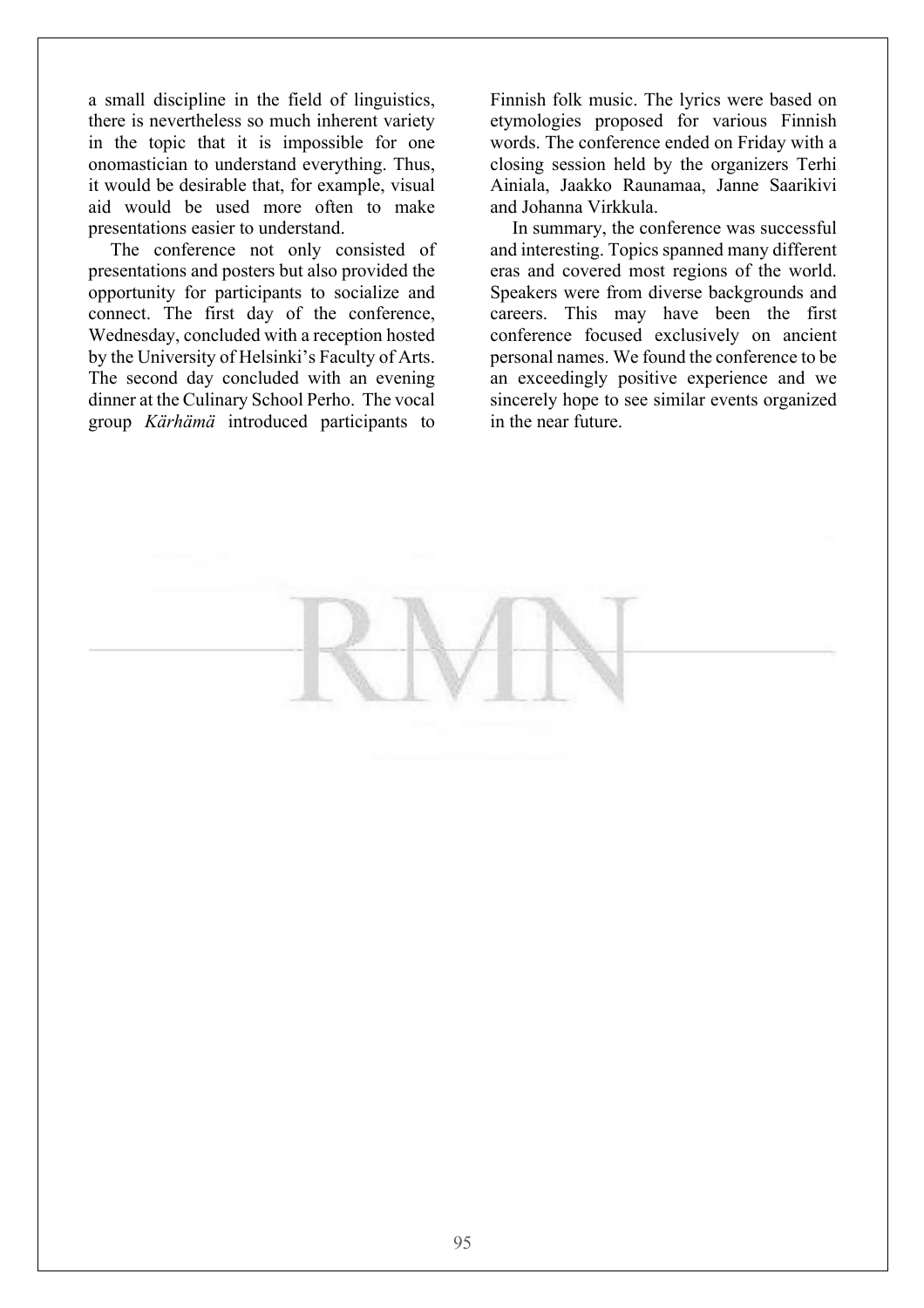a small discipline in the field of linguistics, there is nevertheless so much inherent variety in the topic that it is impossible for one onomastician to understand everything. Thus, it would be desirable that, for example, visual aid would be used more often to make presentations easier to understand.

The conference not only consisted of presentations and posters but also provided the opportunity for participants to socialize and connect. The first day of the conference, Wednesday, concluded with a reception hosted by the University of Helsinki's Faculty of Arts. The second day concluded with an evening dinner at the Culinary School Perho. The vocal group *Kärhämä* introduced participants to Finnish folk music. The lyrics were based on etymologies proposed for various Finnish words. The conference ended on Friday with a closing session held by the organizers Terhi Ainiala, Jaakko Raunamaa, Janne Saarikivi and Johanna Virkkula.

In summary, the conference was successful and interesting. Topics spanned many different eras and covered most regions of the world. Speakers were from diverse backgrounds and careers. This may have been the first conference focused exclusively on ancient personal names. We found the conference to be an exceedingly positive experience and we sincerely hope to see similar events organized in the near future.